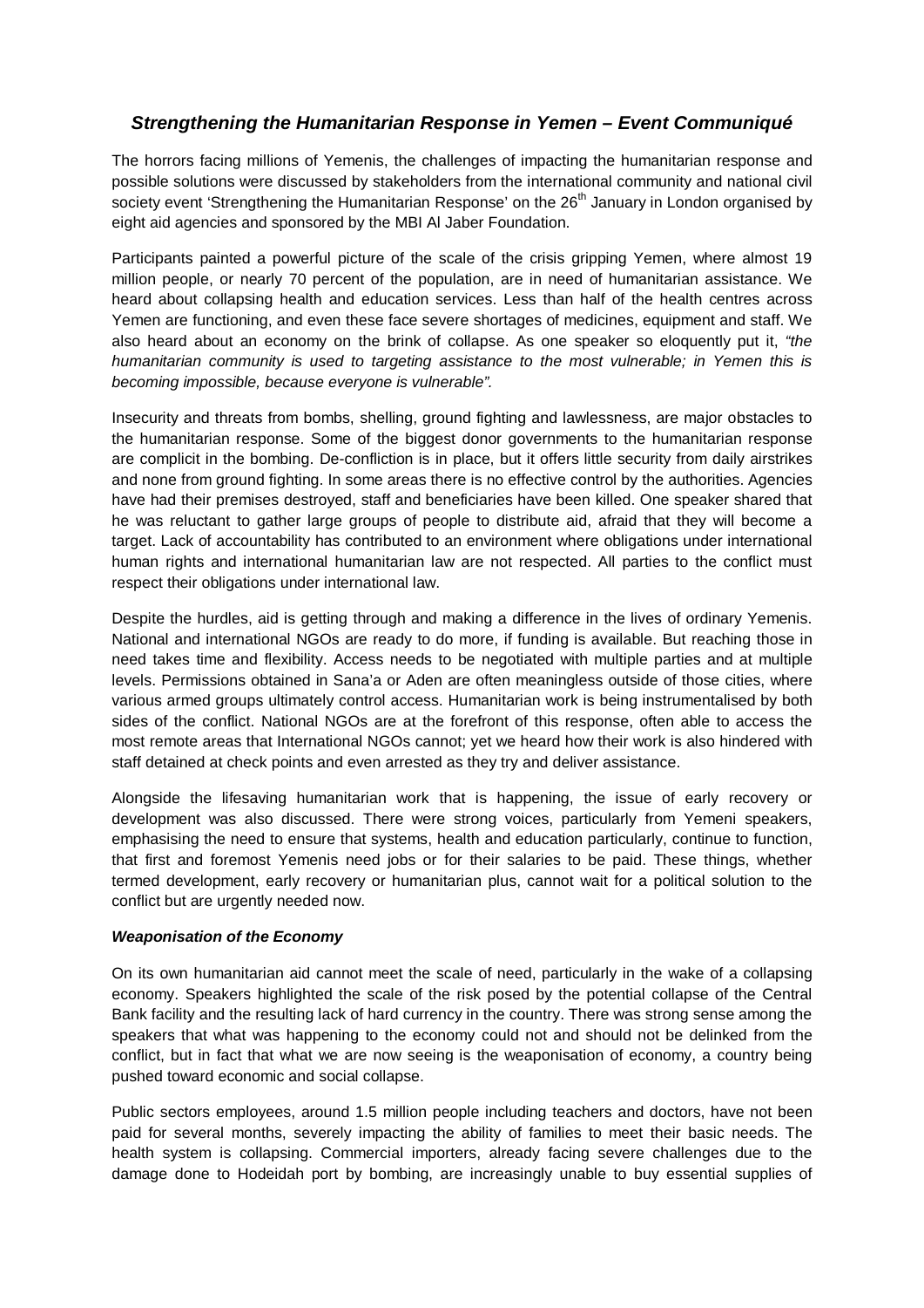## *Strengthening the Humanitarian Response in Yemen – Event Communiqué*

The horrors facing millions of Yemenis, the challenges of impacting the humanitarian response and possible solutions were discussed by stakeholders from the international community and national civil society event 'Strengthening the Humanitarian Response' on the 26th January in London organised by eight aid agencies and sponsored by the MBI Al Jaber Foundation.

Participants painted a powerful picture of the scale of the crisis gripping Yemen, where almost 19 million people, or nearly 70 percent of the population, are in need of humanitarian assistance. We heard about collapsing health and education services. Less than half of the health centres across Yemen are functioning, and even these face severe shortages of medicines, equipment and staff. We also heard about an economy on the brink of collapse. As one speaker so eloquently put it, *"the humanitarian community is used to targeting assistance to the most vulnerable; in Yemen this is becoming impossible, because everyone is vulnerable".*

Insecurity and threats from bombs, shelling, ground fighting and lawlessness, are major obstacles to the humanitarian response. Some of the biggest donor governments to the humanitarian response are complicit in the bombing. De-confliction is in place, but it offers little security from daily airstrikes and none from ground fighting. In some areas there is no effective control by the authorities. Agencies have had their premises destroyed, staff and beneficiaries have been killed. One speaker shared that he was reluctant to gather large groups of people to distribute aid, afraid that they will become a target. Lack of accountability has contributed to an environment where obligations under international human rights and international humanitarian law are not respected. All parties to the conflict must respect their obligations under international law.

Despite the hurdles, aid is getting through and making a difference in the lives of ordinary Yemenis. National and international NGOs are ready to do more, if funding is available. But reaching those in need takes time and flexibility. Access needs to be negotiated with multiple parties and at multiple levels. Permissions obtained in Sana'a or Aden are often meaningless outside of those cities, where various armed groups ultimately control access. Humanitarian work is being instrumentalised by both sides of the conflict. National NGOs are at the forefront of this response, often able to access the most remote areas that International NGOs cannot; yet we heard how their work is also hindered with staff detained at check points and even arrested as they try and deliver assistance.

Alongside the lifesaving humanitarian work that is happening, the issue of early recovery or development was also discussed. There were strong voices, particularly from Yemeni speakers, emphasising the need to ensure that systems, health and education particularly, continue to function, that first and foremost Yemenis need jobs or for their salaries to be paid. These things, whether termed development, early recovery or humanitarian plus, cannot wait for a political solution to the conflict but are urgently needed now.

### *Weaponisation of the Economy*

On its own humanitarian aid cannot meet the scale of need, particularly in the wake of a collapsing economy. Speakers highlighted the scale of the risk posed by the potential collapse of the Central Bank facility and the resulting lack of hard currency in the country. There was strong sense among the speakers that what was happening to the economy could not and should not be delinked from the conflict, but in fact that what we are now seeing is the weaponisation of economy, a country being pushed toward economic and social collapse.

Public sectors employees, around 1.5 million people including teachers and doctors, have not been paid for several months, severely impacting the ability of families to meet their basic needs. The health system is collapsing. Commercial importers, already facing severe challenges due to the damage done to Hodeidah port by bombing, are increasingly unable to buy essential supplies of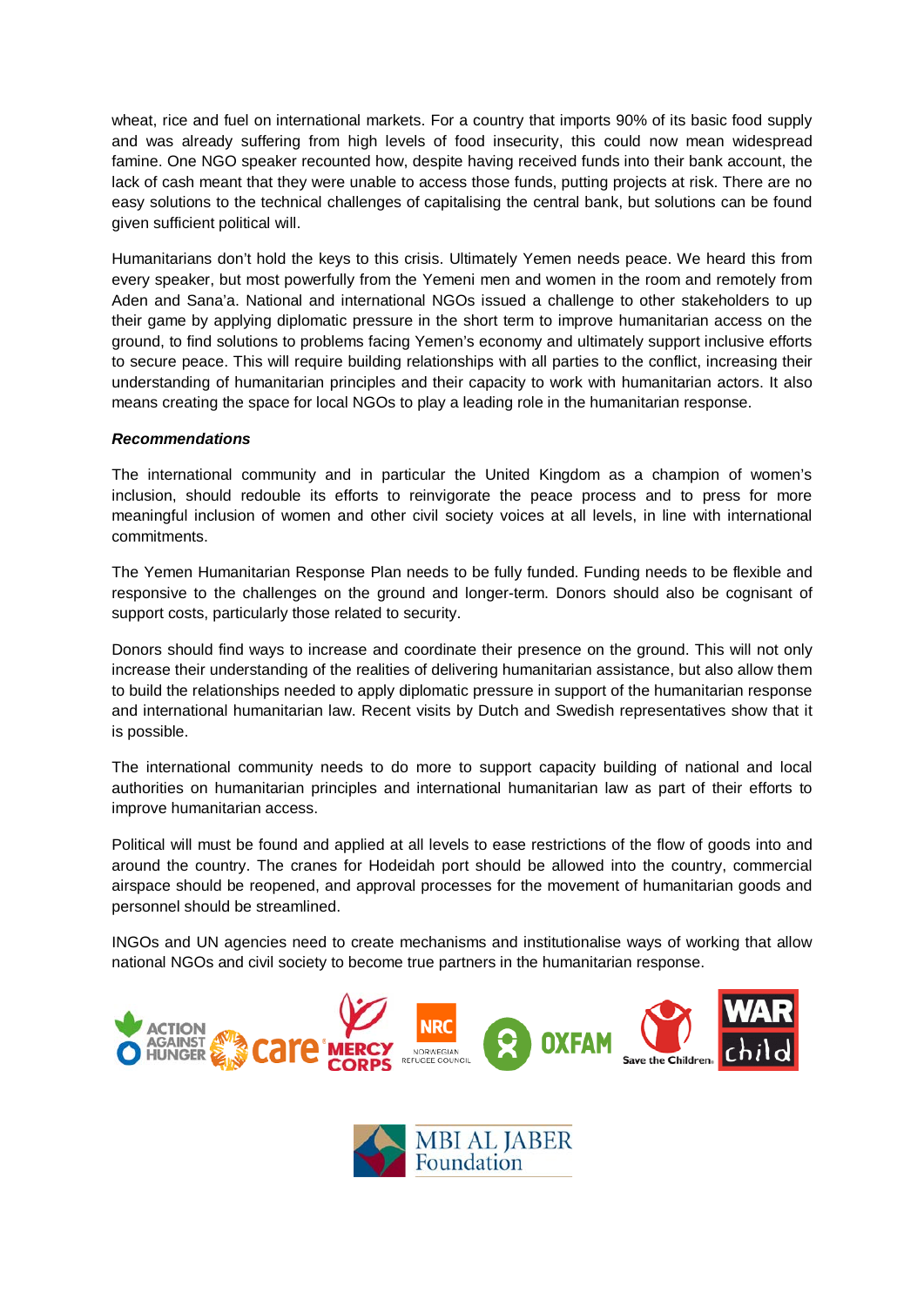wheat, rice and fuel on international markets. For a country that imports 90% of its basic food supply and was already suffering from high levels of food insecurity, this could now mean widespread famine. One NGO speaker recounted how, despite having received funds into their bank account, the lack of cash meant that they were unable to access those funds, putting projects at risk. There are no easy solutions to the technical challenges of capitalising the central bank, but solutions can be found given sufficient political will.

Humanitarians don't hold the keys to this crisis. Ultimately Yemen needs peace. We heard this from every speaker, but most powerfully from the Yemeni men and women in the room and remotely from Aden and Sana'a. National and international NGOs issued a challenge to other stakeholders to up their game by applying diplomatic pressure in the short term to improve humanitarian access on the ground, to find solutions to problems facing Yemen's economy and ultimately support inclusive efforts to secure peace. This will require building relationships with all parties to the conflict, increasing their understanding of humanitarian principles and their capacity to work with humanitarian actors. It also means creating the space for local NGOs to play a leading role in the humanitarian response.

***Recommendations***

The international community and in particular the United Kingdom as a champion of women's inclusion, should redouble its efforts to reinvigorate the peace process and to press for more meaningful inclusion of women and other civil society voices at all levels, in line with international commitments.

The Yemen Humanitarian Response Plan needs to be fully funded. Funding needs to be flexible and responsive to the challenges on the ground and longer-term. Donors should also be cognisant of support costs, particularly those related to security.

Donors should find ways to increase and coordinate their presence on the ground. This will not only increase their understanding of the realities of delivering humanitarian assistance, but also allow them to build the relationships needed to apply diplomatic pressure in support of the humanitarian response and international humanitarian law. Recent visits by Dutch and Swedish representatives show that it is possible.

The international community needs to do more to support capacity building of national and local authorities on humanitarian principles and international humanitarian law as part of their efforts to improve humanitarian access.

Political will must be found and applied at all levels to ease restrictions of the flow of goods into and around the country. The cranes for Hodeidah port should be allowed into the country, commercial airspace should be reopened, and approval processes for the movement of humanitarian goods and personnel should be streamlined.

INGOs and UN agencies need to create mechanisms and institutionalise ways of working that allow national NGOs and civil society to become true partners in the humanitarian response.

ACTION AGAINST HUNGER · care · MERCY CORPS · NRC NORWEGIAN REFUGEE COUNCIL · OXFAM · Save the Children · WAR child

MBI AL JABER Foundation